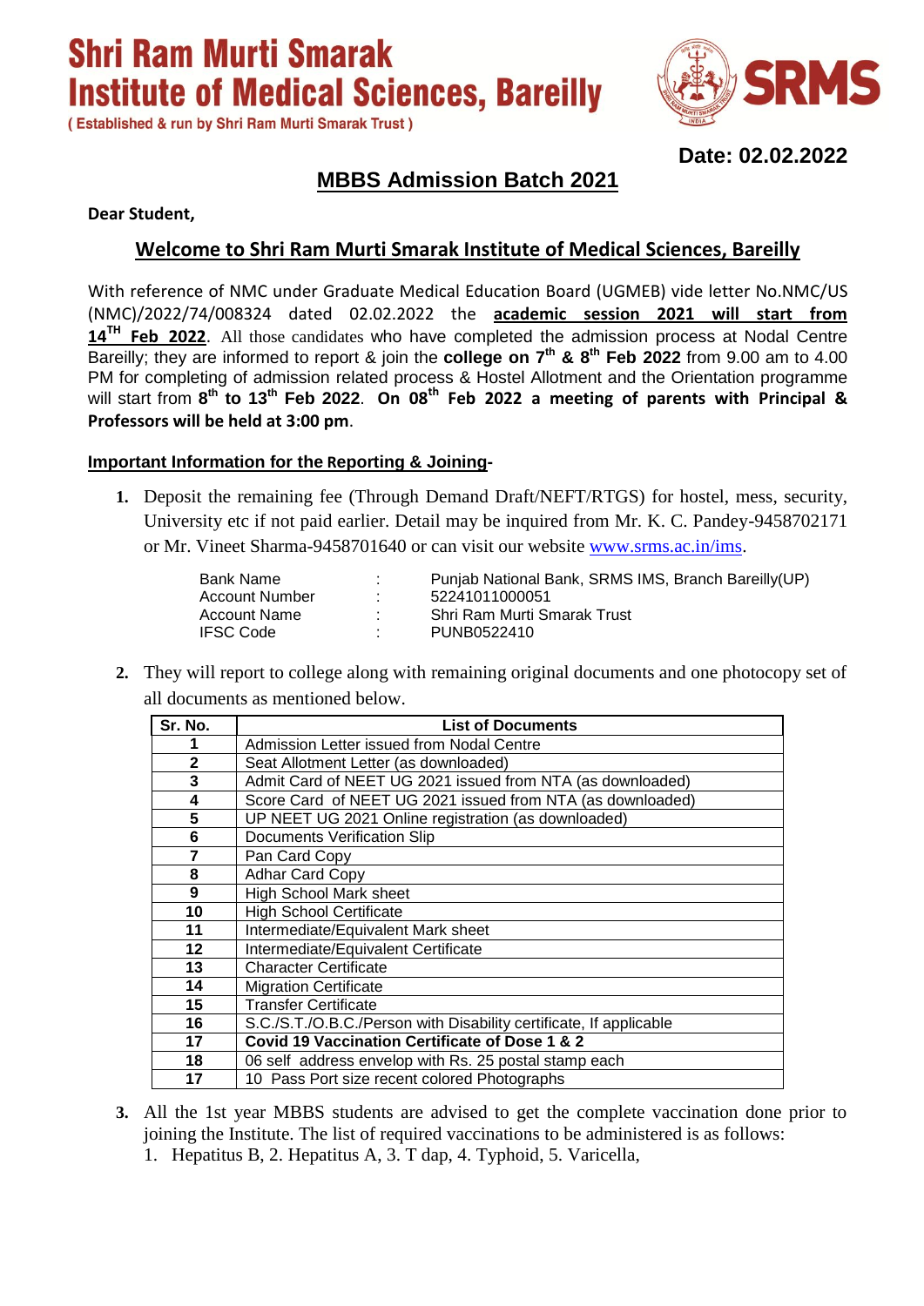# Shri Ram Murti Smarak Institute of Medical Sciences, Bareilly

( Established & run by Shri Ram Murti Smarak Trust )

SRMS

**Date: 02.02.2022**

## MBBS Admission Batch 2021

**Dear Student,**

### Welcome to Shri Ram Murti Smarak Institute of Medical Sciences, Bareilly

With reference of NMC under Graduate Medical Education Board (UGMEB) vide letter No.NMC/US (NMC)/2022/74/008324 dated 02.02.2022 the **academic session 2021 will start from 14TH Feb 2022**. All those candidates who have completed the admission process at Nodal Centre Bareilly; they are informed to report & join the **college on 7th & 8th Feb 2022** from 9.00 am to 4.00 PM for completing of admission related process & Hostel Allotment and the Orientation programme will start from **8th to 13th Feb 2022**. **On 08th Feb 2022 a meeting of parents with Principal & Professors will be held at 3:00 pm**.

**Important Information for the Reporting & Joining-**

1. Deposit the remaining fee (Through Demand Draft/NEFT/RTGS) for hostel, mess, security, University etc if not paid earlier. Detail may be inquired from Mr. K. C. Pandey-9458702171 or Mr. Vineet Sharma-9458701640 or can visit our website www.srms.ac.in/ims.

| | | |
|---|---|---|
| Bank Name | : | Punjab National Bank, SRMS IMS, Branch Bareilly(UP) |
| Account Number | : | 52241011000051 |
| Account Name | : | Shri Ram Murti Smarak Trust |
| IFSC Code | : | PUNB0522410 |

2. They will report to college along with remaining original documents and one photocopy set of all documents as mentioned below.

| Sr. No. | List of Documents |
|---|---|
| 1 | Admission Letter issued from Nodal Centre |
| 2 | Seat Allotment Letter (as downloaded) |
| 3 | Admit Card of NEET UG 2021 issued from NTA (as downloaded) |
| 4 | Score Card of NEET UG 2021 issued from NTA (as downloaded) |
| 5 | UP NEET UG 2021 Online registration (as downloaded) |
| 6 | Documents Verification Slip |
| 7 | Pan Card Copy |
| 8 | Adhar Card Copy |
| 9 | High School Mark sheet |
| 10 | High School Certificate |
| 11 | Intermediate/Equivalent Mark sheet |
| 12 | Intermediate/Equivalent Certificate |
| 13 | Character Certificate |
| 14 | Migration Certificate |
| 15 | Transfer Certificate |
| 16 | S.C./S.T./O.B.C./Person with Disability certificate, If applicable |
| 17 | **Covid 19 Vaccination Certificate of Dose 1 & 2** |
| 18 | 06 self address envelop with Rs. 25 postal stamp each |
| 17 | 10 Pass Port size recent colored Photographs |

3. All the 1st year MBBS students are advised to get the complete vaccination done prior to joining the Institute. The list of required vaccinations to be administered is as follows:
   1. Hepatitus B, 2. Hepatitus A, 3. T dap, 4. Typhoid, 5. Varicella,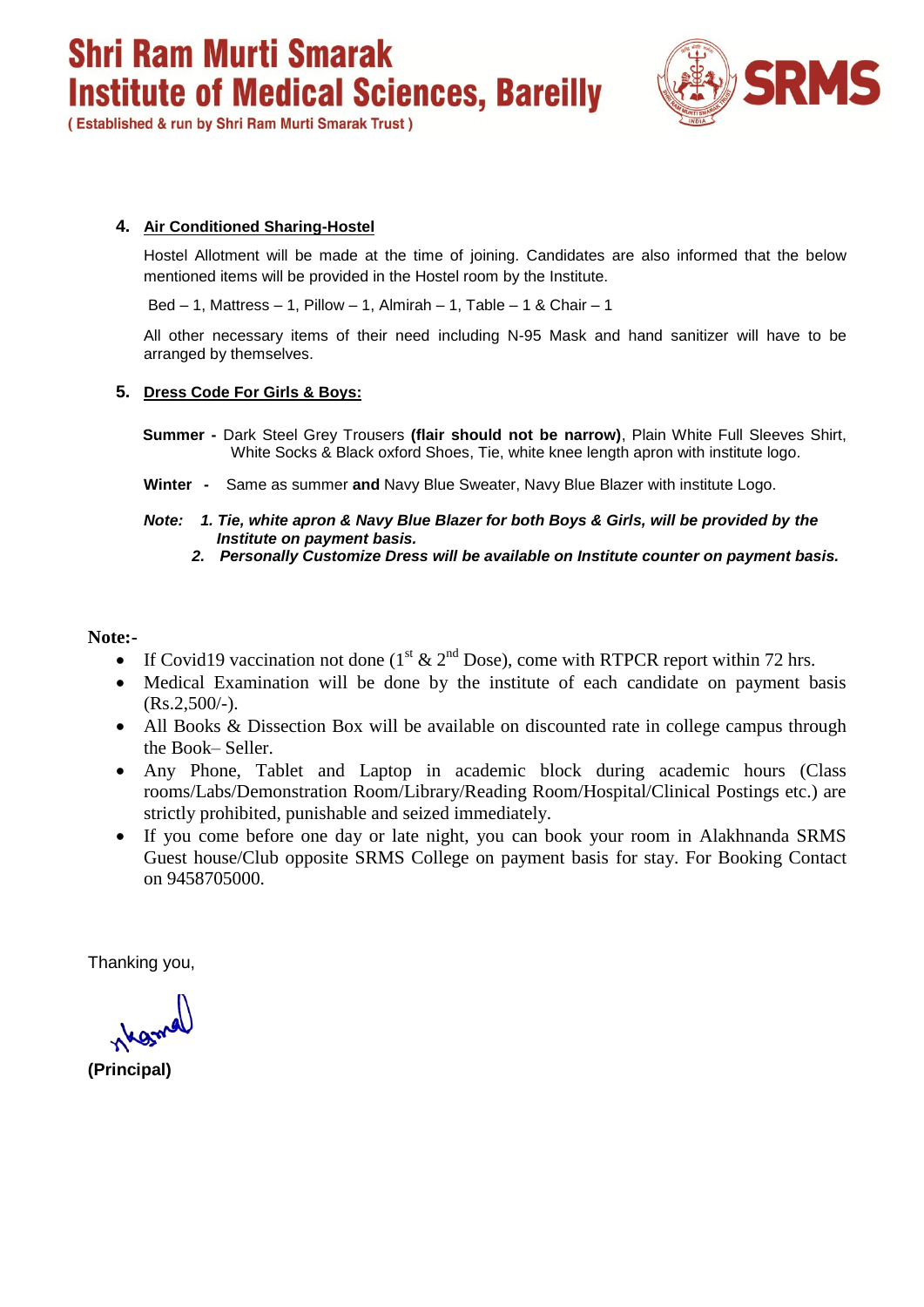# Shri Ram Murti Smarak Institute of Medical Sciences, Bareilly

( Established & run by Shri Ram Murti Smarak Trust )

4. **Air Conditioned Sharing-Hostel**

   Hostel Allotment will be made at the time of joining. Candidates are also informed that the below mentioned items will be provided in the Hostel room by the Institute.

   Bed – 1, Mattress – 1, Pillow – 1, Almirah – 1, Table – 1 & Chair – 1

   All other necessary items of their need including N-95 Mask and hand sanitizer will have to be arranged by themselves.

5. **Dress Code For Girls & Boys:**

   **Summer -** Dark Steel Grey Trousers **(flair should not be narrow)**, Plain White Full Sleeves Shirt, White Socks & Black oxford Shoes, Tie, white knee length apron with institute logo.

   **Winter -** Same as summer **and** Navy Blue Sweater, Navy Blue Blazer with institute Logo.

   ***Note:* *1. Tie, white apron & Navy Blue Blazer for both Boys & Girls, will be provided by the Institute on payment basis.***
   ***2. Personally Customize Dress will be available on Institute counter on payment basis.***

**Note:-**

- If Covid19 vaccination not done (1st & 2nd Dose), come with RTPCR report within 72 hrs.
- Medical Examination will be done by the institute of each candidate on payment basis (Rs.2,500/-).
- All Books & Dissection Box will be available on discounted rate in college campus through the Book– Seller.
- Any Phone, Tablet and Laptop in academic block during academic hours (Class rooms/Labs/Demonstration Room/Library/Reading Room/Hospital/Clinical Postings etc.) are strictly prohibited, punishable and seized immediately.
- If you come before one day or late night, you can book your room in Alakhnanda SRMS Guest house/Club opposite SRMS College on payment basis for stay. For Booking Contact on 9458705000.

Thanking you,

**(Principal)**